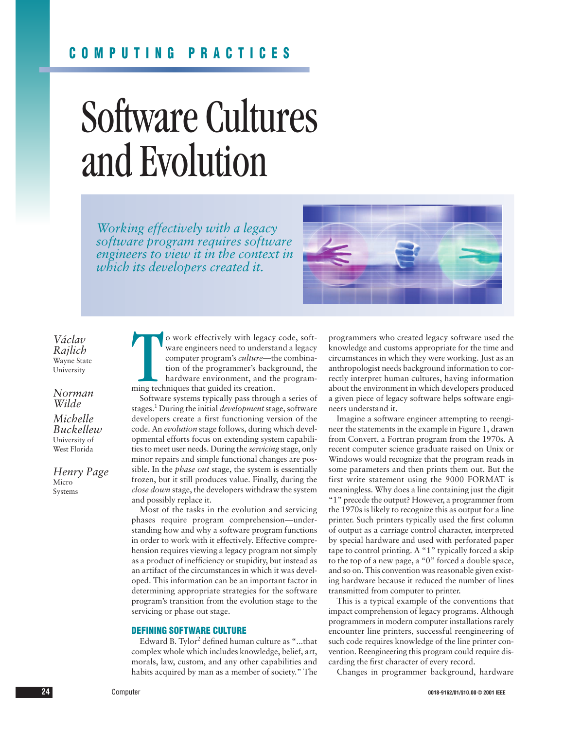COMPUTING PRACTICES

# Software Cultures and Evolution

*Working effectively with a legacy software program requires software engineers to view it in the context in which its developers created it.*

*Václav Rajlich*
Wayne State University

*Norman Wilde*

*Michelle Buckellew*
University of West Florida

*Henry Page*
Micro Systems

To work effectively with legacy code, software engineers need to understand a legacy computer program's *culture*—the combination of the programmer's background, the hardware environment, and the programming techniques that guided its creation.

Software systems typically pass through a series of stages.[1] During the initial *development* stage, software developers create a first functioning version of the code. An *evolution* stage follows, during which developmental efforts focus on extending system capabilities to meet user needs. During the *servicing* stage, only minor repairs and simple functional changes are possible. In the *phase out* stage, the system is essentially frozen, but it still produces value. Finally, during the *close down* stage, the developers withdraw the system and possibly replace it.

Most of the tasks in the evolution and servicing phases require program comprehension—understanding how and why a software program functions in order to work with it effectively. Effective comprehension requires viewing a legacy program not simply as a product of inefficiency or stupidity, but instead as an artifact of the circumstances in which it was developed. This information can be an important factor in determining appropriate strategies for the software program's transition from the evolution stage to the servicing or phase out stage.

## DEFINING SOFTWARE CULTURE

Edward B. Tylor[2] defined human culture as "...that complex whole which includes knowledge, belief, art, morals, law, custom, and any other capabilities and habits acquired by man as a member of society." The programmers who created legacy software used the knowledge and customs appropriate for the time and circumstances in which they were working. Just as an anthropologist needs background information to correctly interpret human cultures, having information about the environment in which developers produced a given piece of legacy software helps software engineers understand it.

Imagine a software engineer attempting to reengineer the statements in the example in Figure 1, drawn from Convert, a Fortran program from the 1970s. A recent computer science graduate raised on Unix or Windows would recognize that the program reads in some parameters and then prints them out. But the first write statement using the 9000 FORMAT is meaningless. Why does a line containing just the digit "1" precede the output? However, a programmer from the 1970s is likely to recognize this as output for a line printer. Such printers typically used the first column of output as a carriage control character, interpreted by special hardware and used with perforated paper tape to control printing. A "1" typically forced a skip to the top of a new page, a "0" forced a double space, and so on. This convention was reasonable given existing hardware because it reduced the number of lines transmitted from computer to printer.

This is a typical example of the conventions that impact comprehension of legacy programs. Although programmers in modern computer installations rarely encounter line printers, successful reengineering of such code requires knowledge of the line printer convention. Reengineering this program could require discarding the first character of every record.

Changes in programmer background, hardware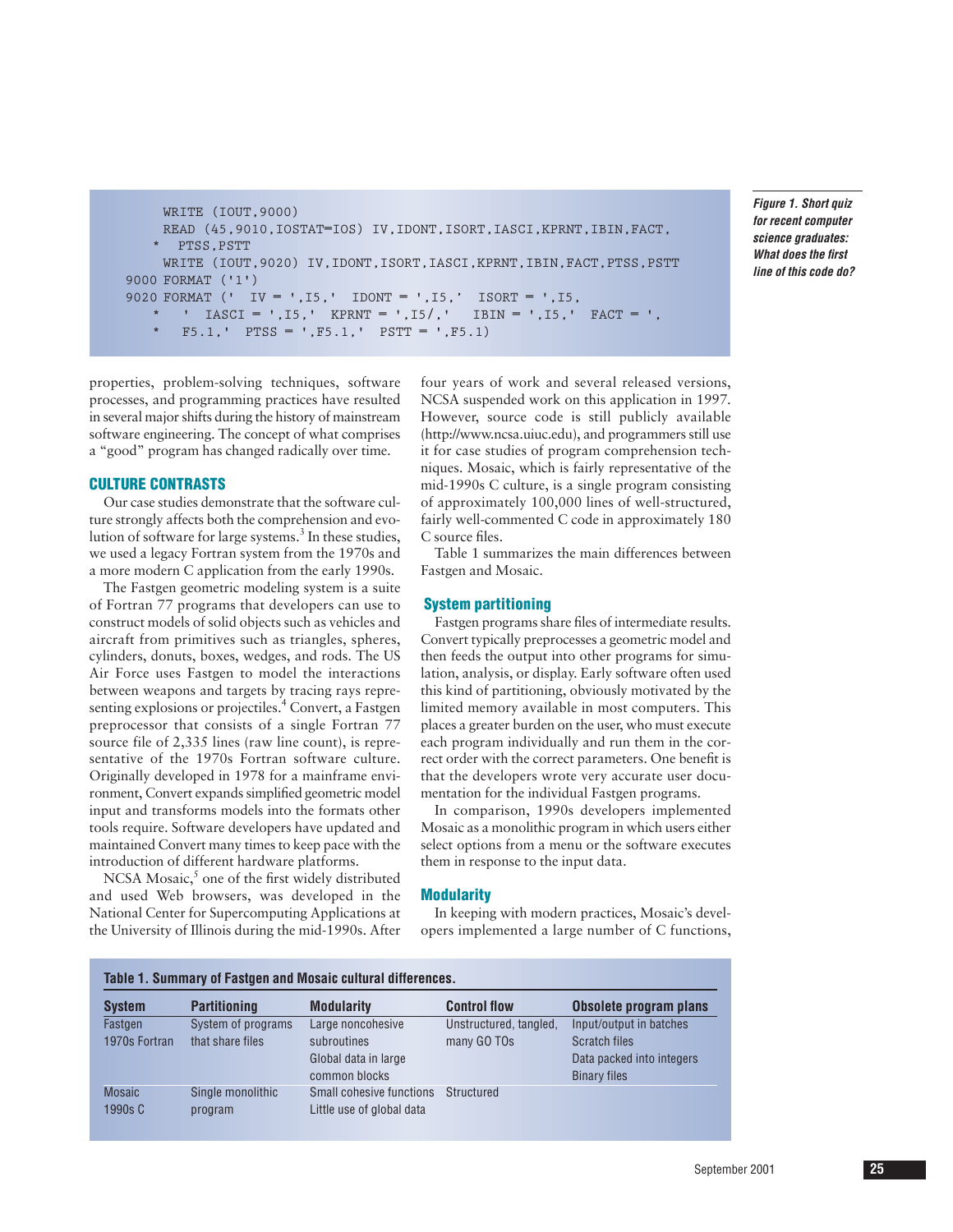```
      WRITE (IOUT,9000)
      READ (45,9010,IOSTAT=IOS) IV,IDONT,ISORT,IASCI,KPRNT,IBIN,FACT,
     *  PTSS,PSTT
      WRITE (IOUT,9020) IV,IDONT,ISORT,IASCI,KPRNT,IBIN,FACT,PTSS,PSTT
 9000 FORMAT ('1')
 9020 FORMAT ('  IV = ',I5,'  IDONT = ',I5,'  ISORT = ',I5,
     *   '  IASCI = ',I5,'  KPRNT = ',I5/,'  IBIN = ',I5,'  FACT = ',
     *   F5.1,'  PTSS = ',F5.1,'  PSTT = ',F5.1)
```

***Figure 1. Short quiz for recent computer science graduates: What does the first line of this code do?***

properties, problem-solving techniques, software processes, and programming practices have resulted in several major shifts during the history of mainstream software engineering. The concept of what comprises a "good" program has changed radically over time.

## CULTURE CONTRASTS

Our case studies demonstrate that the software culture strongly affects both the comprehension and evolution of software for large systems.[3] In these studies, we used a legacy Fortran system from the 1970s and a more modern C application from the early 1990s.

The Fastgen geometric modeling system is a suite of Fortran 77 programs that developers can use to construct models of solid objects such as vehicles and aircraft from primitives such as triangles, spheres, cylinders, donuts, boxes, wedges, and rods. The US Air Force uses Fastgen to model the interactions between weapons and targets by tracing rays representing explosions or projectiles.[4] Convert, a Fastgen preprocessor that consists of a single Fortran 77 source file of 2,335 lines (raw line count), is representative of the 1970s Fortran software culture. Originally developed in 1978 for a mainframe environment, Convert expands simplified geometric model input and transforms models into the formats other tools require. Software developers have updated and maintained Convert many times to keep pace with the introduction of different hardware platforms.

NCSA Mosaic,[5] one of the first widely distributed and used Web browsers, was developed in the National Center for Supercomputing Applications at the University of Illinois during the mid-1990s. After four years of work and several released versions, NCSA suspended work on this application in 1997. However, source code is still publicly available (http://www.ncsa.uiuc.edu), and programmers still use it for case studies of program comprehension techniques. Mosaic, which is fairly representative of the mid-1990s C culture, is a single program consisting of approximately 100,000 lines of well-structured, fairly well-commented C code in approximately 180 C source files.

Table 1 summarizes the main differences between Fastgen and Mosaic.

### System partitioning

Fastgen programs share files of intermediate results. Convert typically preprocesses a geometric model and then feeds the output into other programs for simulation, analysis, or display. Early software often used this kind of partitioning, obviously motivated by the limited memory available in most computers. This places a greater burden on the user, who must execute each program individually and run them in the correct order with the correct parameters. One benefit is that the developers wrote very accurate user documentation for the individual Fastgen programs.

In comparison, 1990s developers implemented Mosaic as a monolithic program in which users either select options from a menu or the software executes them in response to the input data.

### Modularity

In keeping with modern practices, Mosaic's developers implemented a large number of C functions,

**Table 1. Summary of Fastgen and Mosaic cultural differences.**

| System | Partitioning | Modularity | Control flow | Obsolete program plans |
|---|---|---|---|---|
| Fastgen 1970s Fortran | System of programs that share files | Large noncohesive subroutines; Global data in large common blocks | Unstructured, tangled, many GO TOs | Input/output in batches; Scratch files; Data packed into integers; Binary files |
| Mosaic 1990s C | Single monolithic program | Small cohesive functions; Little use of global data | Structured | |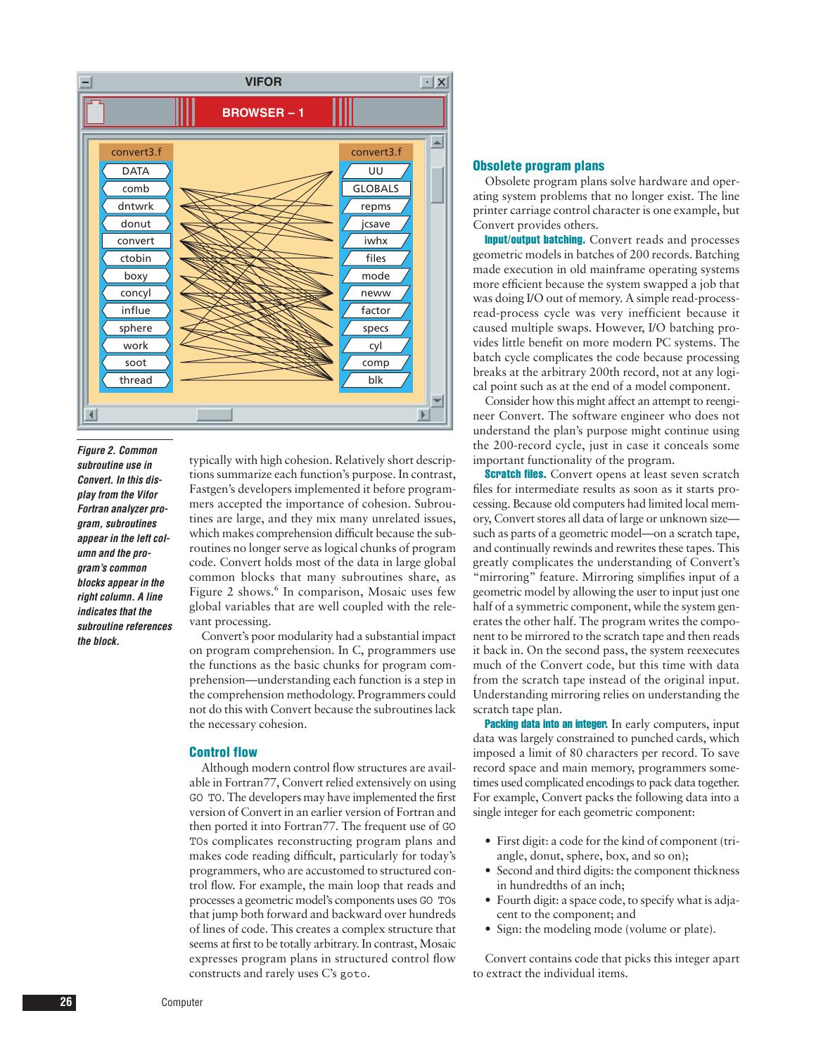VIFOR

BROWSER – 1

convert3.f

DATA
comb
dntwrk
donut
convert
ctobin
boxy
concyl
influe
sphere
work
soot
thread

convert3.f

UU
GLOBALS
repms
jcsave
iwhx
files
mode
neww
factor
specs
cyl
comp
blk

*Figure 2. Common subroutine use in Convert. In this display from the Vifor Fortran analyzer program, subroutines appear in the left column and the program's common blocks appear in the right column. A line indicates that the subroutine references the block.*

typically with high cohesion. Relatively short descriptions summarize each function's purpose. In contrast, Fastgen's developers implemented it before programmers accepted the importance of cohesion. Subroutines are large, and they mix many unrelated issues, which makes comprehension difficult because the subroutines no longer serve as logical chunks of program code. Convert holds most of the data in large global common blocks that many subroutines share, as Figure 2 shows.[6] In comparison, Mosaic uses few global variables that are well coupled with the relevant processing.

Convert's poor modularity had a substantial impact on program comprehension. In C, programmers use the functions as the basic chunks for program comprehension—understanding each function is a step in the comprehension methodology. Programmers could not do this with Convert because the subroutines lack the necessary cohesion.

## Control flow

Although modern control flow structures are available in Fortran77, Convert relied extensively on using `GO TO`. The developers may have implemented the first version of Convert in an earlier version of Fortran and then ported it into Fortran77. The frequent use of `GO TO`s complicates reconstructing program plans and makes code reading difficult, particularly for today's programmers, who are accustomed to structured control flow. For example, the main loop that reads and processes a geometric model's components uses `GO TO`s that jump both forward and backward over hundreds of lines of code. This creates a complex structure that seems at first to be totally arbitrary. In contrast, Mosaic expresses program plans in structured control flow constructs and rarely uses C's `goto`.

## Obsolete program plans

Obsolete program plans solve hardware and operating system problems that no longer exist. The line printer carriage control character is one example, but Convert provides others.

**Input/output batching.** Convert reads and processes geometric models in batches of 200 records. Batching made execution in old mainframe operating systems more efficient because the system swapped a job that was doing I/O out of memory. A simple read-process-read-process cycle was very inefficient because it caused multiple swaps. However, I/O batching provides little benefit on more modern PC systems. The batch cycle complicates the code because processing breaks at the arbitrary 200th record, not at any logical point such as at the end of a model component.

Consider how this might affect an attempt to reengineer Convert. The software engineer who does not understand the plan's purpose might continue using the 200-record cycle, just in case it conceals some important functionality of the program.

**Scratch files.** Convert opens at least seven scratch files for intermediate results as soon as it starts processing. Because old computers had limited local memory, Convert stores all data of large or unknown size—such as parts of a geometric model—on a scratch tape, and continually rewinds and rewrites these tapes. This greatly complicates the understanding of Convert's "mirroring" feature. Mirroring simplifies input of a geometric model by allowing the user to input just one half of a symmetric component, while the system generates the other half. The program writes the component to be mirrored to the scratch tape and then reads it back in. On the second pass, the system reexecutes much of the Convert code, but this time with data from the scratch tape instead of the original input. Understanding mirroring relies on understanding the scratch tape plan.

**Packing data into an integer.** In early computers, input data was largely constrained to punched cards, which imposed a limit of 80 characters per record. To save record space and main memory, programmers sometimes used complicated encodings to pack data together. For example, Convert packs the following data into a single integer for each geometric component:

- First digit: a code for the kind of component (triangle, donut, sphere, box, and so on);
- Second and third digits: the component thickness in hundredths of an inch;
- Fourth digit: a space code, to specify what is adjacent to the component; and
- Sign: the modeling mode (volume or plate).

Convert contains code that picks this integer apart to extract the individual items.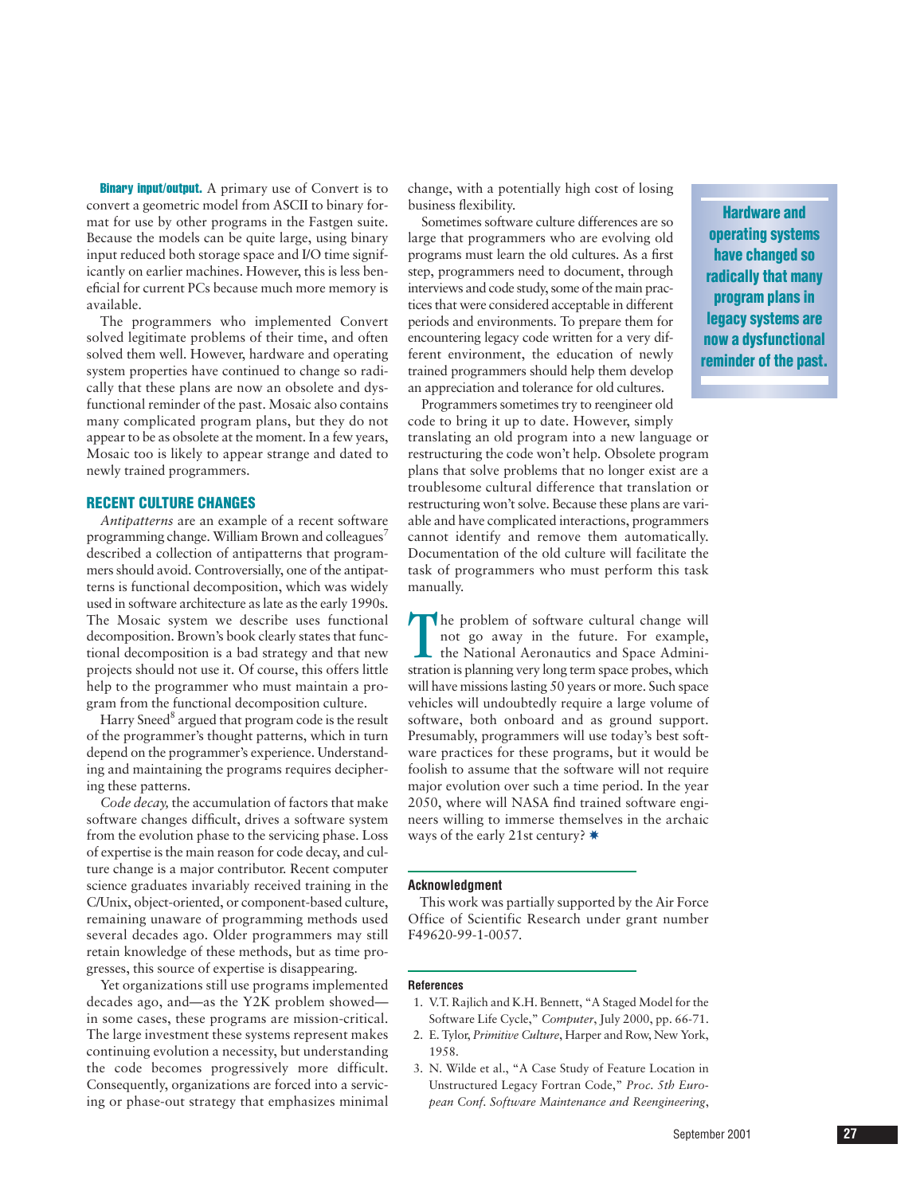**Binary input/output.** A primary use of Convert is to convert a geometric model from ASCII to binary format for use by other programs in the Fastgen suite. Because the models can be quite large, using binary input reduced both storage space and I/O time significantly on earlier machines. However, this is less beneficial for current PCs because much more memory is available.

The programmers who implemented Convert solved legitimate problems of their time, and often solved them well. However, hardware and operating system properties have continued to change so radically that these plans are now an obsolete and dysfunctional reminder of the past. Mosaic also contains many complicated program plans, but they do not appear to be as obsolete at the moment. In a few years, Mosaic too is likely to appear strange and dated to newly trained programmers.

## RECENT CULTURE CHANGES

*Antipatterns* are an example of a recent software programming change. William Brown and colleagues[7] described a collection of antipatterns that programmers should avoid. Controversially, one of the antipatterns is functional decomposition, which was widely used in software architecture as late as the early 1990s. The Mosaic system we describe uses functional decomposition. Brown's book clearly states that functional decomposition is a bad strategy and that new projects should not use it. Of course, this offers little help to the programmer who must maintain a program from the functional decomposition culture.

Harry Sneed[8] argued that program code is the result of the programmer's thought patterns, which in turn depend on the programmer's experience. Understanding and maintaining the programs requires deciphering these patterns.

*Code decay,* the accumulation of factors that make software changes difficult, drives a software system from the evolution phase to the servicing phase. Loss of expertise is the main reason for code decay, and culture change is a major contributor. Recent computer science graduates invariably received training in the C/Unix, object-oriented, or component-based culture, remaining unaware of programming methods used several decades ago. Older programmers may still retain knowledge of these methods, but as time progresses, this source of expertise is disappearing.

Yet organizations still use programs implemented decades ago, and—as the Y2K problem showed—in some cases, these programs are mission-critical. The large investment these systems represent makes continuing evolution a necessity, but understanding the code becomes progressively more difficult. Consequently, organizations are forced into a servicing or phase-out strategy that emphasizes minimal change, with a potentially high cost of losing business flexibility.

Sometimes software culture differences are so large that programmers who are evolving old programs must learn the old cultures. As a first step, programmers need to document, through interviews and code study, some of the main practices that were considered acceptable in different periods and environments. To prepare them for encountering legacy code written for a very different environment, the education of newly trained programmers should help them develop an appreciation and tolerance for old cultures.

Programmers sometimes try to reengineer old code to bring it up to date. However, simply translating an old program into a new language or restructuring the code won't help. Obsolete program plans that solve problems that no longer exist are a troublesome cultural difference that translation or restructuring won't solve. Because these plans are variable and have complicated interactions, programmers cannot identify and remove them automatically. Documentation of the old culture will facilitate the task of programmers who must perform this task manually.

**Hardware and operating systems have changed so radically that many program plans in legacy systems are now a dysfunctional reminder of the past.**

The problem of software cultural change will not go away in the future. For example, the National Aeronautics and Space Administration is planning very long term space probes, which will have missions lasting 50 years or more. Such space vehicles will undoubtedly require a large volume of software, both onboard and as ground support. Presumably, programmers will use today's best software practices for these programs, but it would be foolish to assume that the software will not require major evolution over such a time period. In the year 2050, where will NASA find trained software engineers willing to immerse themselves in the archaic ways of the early 21st century? ✷

### Acknowledgment

This work was partially supported by the Air Force Office of Scientific Research under grant number F49620-99-1-0057.

### References

1. V.T. Rajlich and K.H. Bennett, "A Staged Model for the Software Life Cycle," *Computer*, July 2000, pp. 66-71.
2. E. Tylor, *Primitive Culture*, Harper and Row, New York, 1958.
3. N. Wilde et al., "A Case Study of Feature Location in Unstructured Legacy Fortran Code," *Proc. 5th European Conf. Software Maintenance and Reengineering*,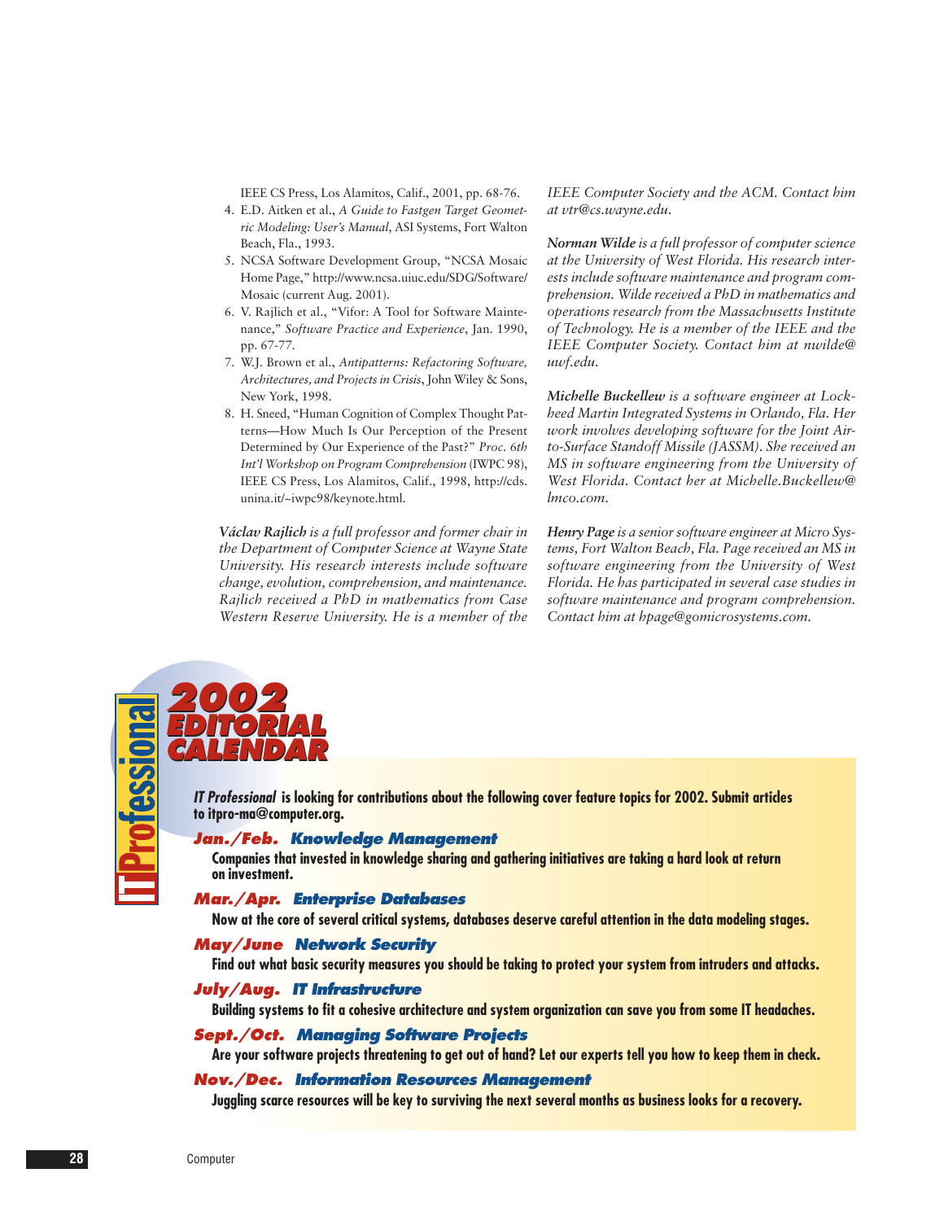IEEE CS Press, Los Alamitos, Calif., 2001, pp. 68-76.

4. E.D. Aitken et al., *A Guide to Fastgen Target Geometric Modeling: User's Manual*, ASI Systems, Fort Walton Beach, Fla., 1993.
5. NCSA Software Development Group, "NCSA Mosaic Home Page," http://www.ncsa.uiuc.edu/SDG/Software/Mosaic (current Aug. 2001).
6. V. Rajlich et al., "Vifor: A Tool for Software Maintenance," *Software Practice and Experience*, Jan. 1990, pp. 67-77.
7. W.J. Brown et al., *Antipatterns: Refactoring Software, Architectures, and Projects in Crisis*, John Wiley & Sons, New York, 1998.
8. H. Sneed, "Human Cognition of Complex Thought Patterns—How Much Is Our Perception of the Present Determined by Our Experience of the Past?" *Proc. 6th Int'l Workshop on Program Comprehension* (IWPC 98), IEEE CS Press, Los Alamitos, Calif., 1998, http://cds.unina.it/~iwpc98/keynote.html.

***Václav Rajlich*** *is a full professor and former chair in the Department of Computer Science at Wayne State University. His research interests include software change, evolution, comprehension, and maintenance. Rajlich received a PhD in mathematics from Case Western Reserve University. He is a member of the IEEE Computer Society and the ACM. Contact him at vtr@cs.wayne.edu.*

***Norman Wilde*** *is a full professor of computer science at the University of West Florida. His research interests include software maintenance and program comprehension. Wilde received a PhD in mathematics and operations research from the Massachusetts Institute of Technology. He is a member of the IEEE and the IEEE Computer Society. Contact him at nwilde@uwf.edu.*

***Michelle Buckellew*** *is a software engineer at Lockheed Martin Integrated Systems in Orlando, Fla. Her work involves developing software for the Joint Air-to-Surface Standoff Missile (JASSM). She received an MS in software engineering from the University of West Florida. Contact her at Michelle.Buckellew@lmco.com.*

***Henry Page*** *is a senior software engineer at Micro Systems, Fort Walton Beach, Fla. Page received an MS in software engineering from the University of West Florida. He has participated in several case studies in software maintenance and program comprehension. Contact him at hpage@gomicrosystems.com.*

**IT Professional**

# 2002 EDITORIAL CALENDAR

***IT Professional*** **is looking for contributions about the following cover feature topics for 2002. Submit articles to itpro-ma@computer.org.**

***Jan./Feb. Knowledge Management***
**Companies that invested in knowledge sharing and gathering initiatives are taking a hard look at return on investment.**

***Mar./Apr. Enterprise Databases***
**Now at the core of several critical systems, databases deserve careful attention in the data modeling stages.**

***May/June Network Security***
**Find out what basic security measures you should be taking to protect your system from intruders and attacks.**

***July/Aug. IT Infrastructure***
**Building systems to fit a cohesive architecture and system organization can save you from some IT headaches.**

***Sept./Oct. Managing Software Projects***
**Are your software projects threatening to get out of hand? Let our experts tell you how to keep them in check.**

***Nov./Dec. Information Resources Management***
**Juggling scarce resources will be key to surviving the next several months as business looks for a recovery.**